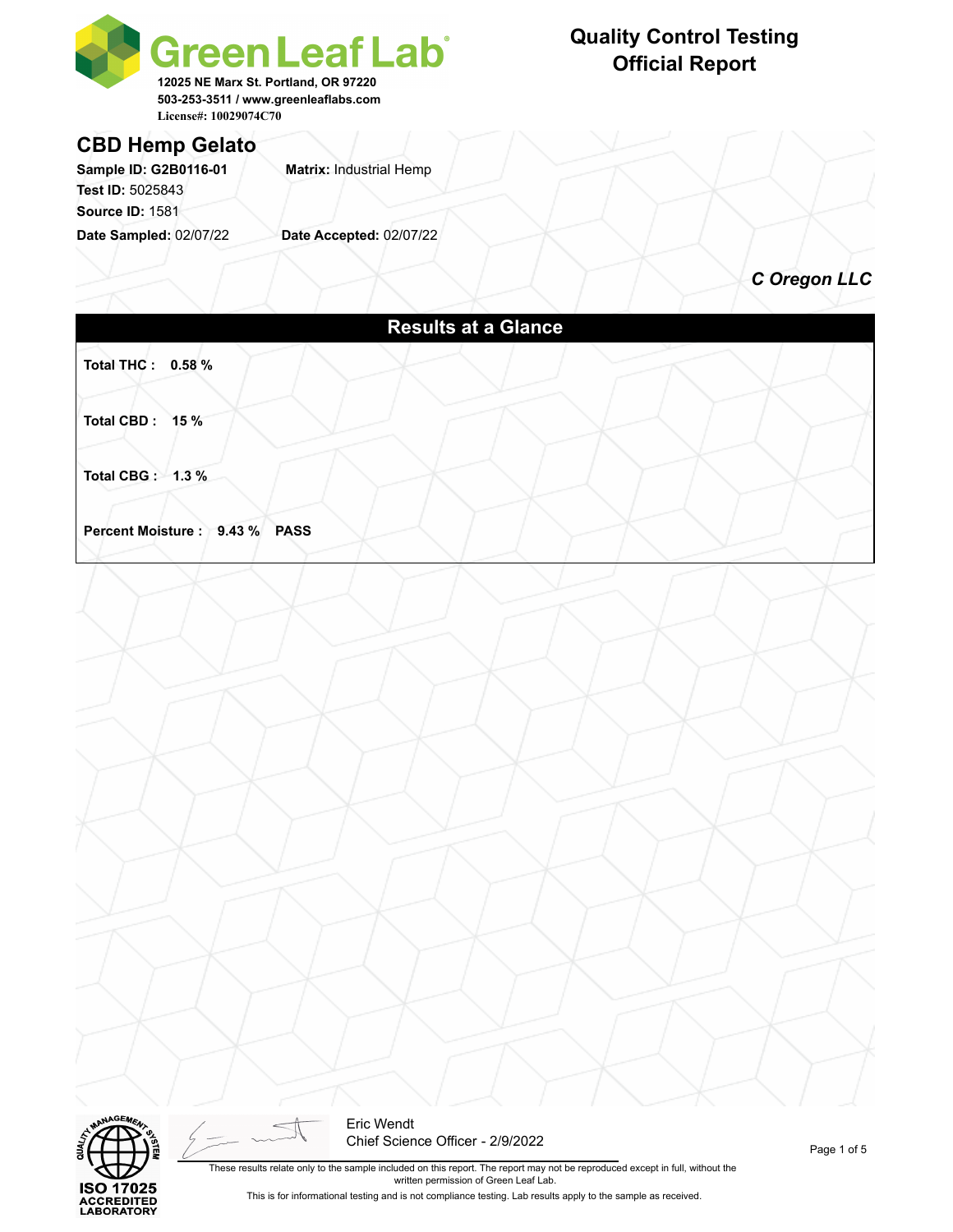# Green Leaf Lab

12025 NE Marx St. Portland, OR 97220
503-253-3511 / www.greenleaflabs.com
License#: 10029074C70

**Quality Control Testing**
**Official Report**

## CBD Hemp Gelato

**Sample ID: G2B0116-01** **Matrix:** Industrial Hemp
**Test ID:** 5025843
**Source ID:** 1581
**Date Sampled:** 02/07/22 **Date Accepted:** 02/07/22

***C Oregon LLC***

### Results at a Glance

**Total THC : 0.58 %**

**Total CBD : 15 %**

**Total CBG : 1.3 %**

**Percent Moisture : 9.43 % PASS**

ISO 17025 ACCREDITED LABORATORY

Eric Wendt
Chief Science Officer - 2/9/2022

These results relate only to the sample included on this report. The report may not be reproduced except in full, without the written permission of Green Leaf Lab.

This is for informational testing and is not compliance testing. Lab results apply to the sample as received.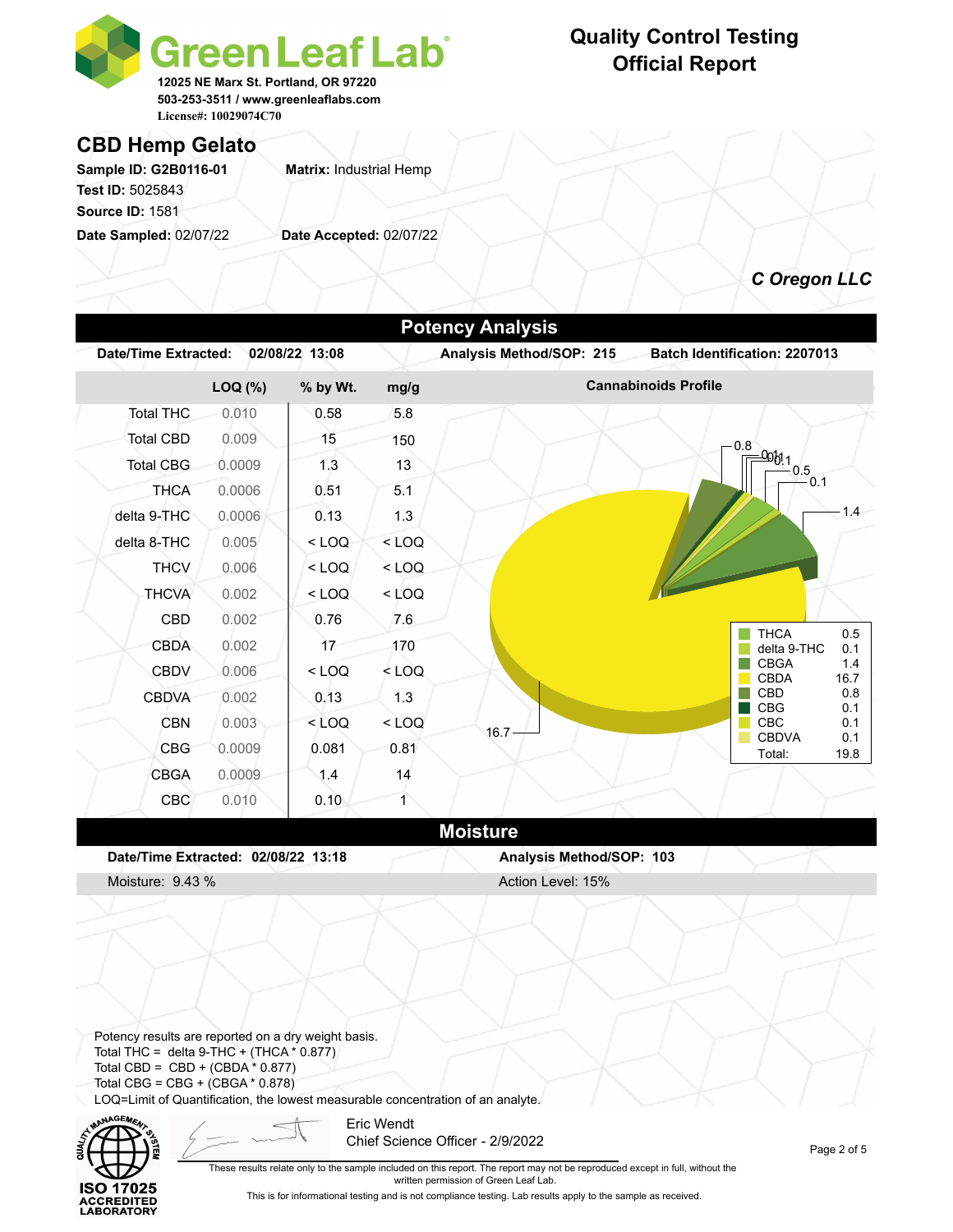# Green Leaf Lab

12025 NE Marx St. Portland, OR 97220
503-253-3511 / www.greenleaflabs.com
License#: 10029074C70

## Quality Control Testing Official Report

## CBD Hemp Gelato

**Sample ID:** G2B0116-01 **Matrix:** Industrial Hemp
**Test ID:** 5025843
**Source ID:** 1581
**Date Sampled:** 02/07/22 **Date Accepted:** 02/07/22

***C Oregon LLC***

## Potency Analysis

**Date/Time Extracted:** 02/08/22 13:08 **Analysis Method/SOP:** 215 **Batch Identification:** 2207013

| | LOQ (%) | % by Wt. | mg/g |
|---|---|---|---|
| Total THC | 0.010 | 0.58 | 5.8 |
| Total CBD | 0.009 | 15 | 150 |
| Total CBG | 0.0009 | 1.3 | 13 |
| THCA | 0.0006 | 0.51 | 5.1 |
| delta 9-THC | 0.0006 | 0.13 | 1.3 |
| delta 8-THC | 0.005 | < LOQ | < LOQ |
| THCV | 0.006 | < LOQ | < LOQ |
| THCVA | 0.002 | < LOQ | < LOQ |
| CBD | 0.002 | 0.76 | 7.6 |
| CBDA | 0.002 | 17 | 170 |
| CBDV | 0.006 | < LOQ | < LOQ |
| CBDVA | 0.002 | 0.13 | 1.3 |
| CBN | 0.003 | < LOQ | < LOQ |
| CBG | 0.0009 | 0.081 | 0.81 |
| CBGA | 0.0009 | 1.4 | 14 |
| CBC | 0.010 | 0.10 | 1 |

**Cannabinoids Profile**

| Cannabinoid | Value |
|---|---|
| THCA | 0.5 |
| delta 9-THC | 0.1 |
| CBGA | 1.4 |
| CBDA | 16.7 |
| CBD | 0.8 |
| CBG | 0.1 |
| CBC | 0.1 |
| CBDVA | 0.1 |
| Total: | 19.8 |

## Moisture

**Date/Time Extracted:** 02/08/22 13:18 **Analysis Method/SOP:** 103

Moisture: 9.43 % Action Level: 15%

Potency results are reported on a dry weight basis.
Total THC = delta 9-THC + (THCA * 0.877)
Total CBD = CBD + (CBDA * 0.877)
Total CBG = CBG + (CBGA * 0.878)
LOQ=Limit of Quantification, the lowest measurable concentration of an analyte.

ISO 17025 ACCREDITED LABORATORY

Eric Wendt
Chief Science Officer - 2/9/2022

These results relate only to the sample included on this report. The report may not be reproduced except in full, without the written permission of Green Leaf Lab.

This is for informational testing and is not compliance testing. Lab results apply to the sample as received.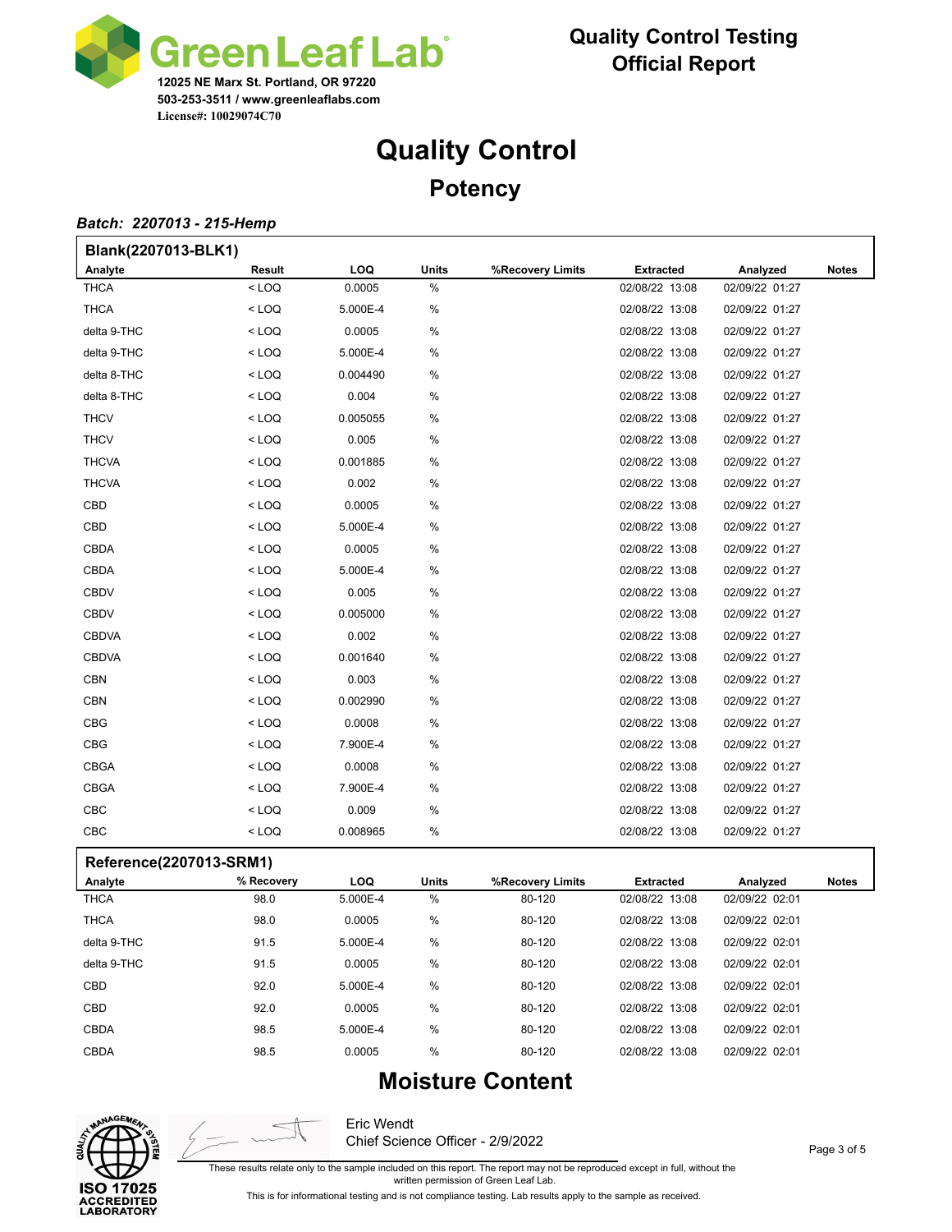**Green Leaf Lab**
12025 NE Marx St. Portland, OR 97220
503-253-3511 / www.greenleaflabs.com
License#: 10029074C70

**Quality Control Testing**
**Official Report**

# Quality Control

## Potency

***Batch: 2207013 - 215-Hemp***

**Blank(2207013-BLK1)**

| Analyte | Result | LOQ | Units | %Recovery Limits | Extracted | Analyzed | Notes |
|---|---|---|---|---|---|---|---|
| THCA | < LOQ | 0.0005 | % | | 02/08/22 13:08 | 02/09/22 01:27 | |
| THCA | < LOQ | 5.000E-4 | % | | 02/08/22 13:08 | 02/09/22 01:27 | |
| delta 9-THC | < LOQ | 0.0005 | % | | 02/08/22 13:08 | 02/09/22 01:27 | |
| delta 9-THC | < LOQ | 5.000E-4 | % | | 02/08/22 13:08 | 02/09/22 01:27 | |
| delta 8-THC | < LOQ | 0.004490 | % | | 02/08/22 13:08 | 02/09/22 01:27 | |
| delta 8-THC | < LOQ | 0.004 | % | | 02/08/22 13:08 | 02/09/22 01:27 | |
| THCV | < LOQ | 0.005055 | % | | 02/08/22 13:08 | 02/09/22 01:27 | |
| THCV | < LOQ | 0.005 | % | | 02/08/22 13:08 | 02/09/22 01:27 | |
| THCVA | < LOQ | 0.001885 | % | | 02/08/22 13:08 | 02/09/22 01:27 | |
| THCVA | < LOQ | 0.002 | % | | 02/08/22 13:08 | 02/09/22 01:27 | |
| CBD | < LOQ | 0.0005 | % | | 02/08/22 13:08 | 02/09/22 01:27 | |
| CBD | < LOQ | 5.000E-4 | % | | 02/08/22 13:08 | 02/09/22 01:27 | |
| CBDA | < LOQ | 0.0005 | % | | 02/08/22 13:08 | 02/09/22 01:27 | |
| CBDA | < LOQ | 5.000E-4 | % | | 02/08/22 13:08 | 02/09/22 01:27 | |
| CBDV | < LOQ | 0.005 | % | | 02/08/22 13:08 | 02/09/22 01:27 | |
| CBDV | < LOQ | 0.005000 | % | | 02/08/22 13:08 | 02/09/22 01:27 | |
| CBDVA | < LOQ | 0.002 | % | | 02/08/22 13:08 | 02/09/22 01:27 | |
| CBDVA | < LOQ | 0.001640 | % | | 02/08/22 13:08 | 02/09/22 01:27 | |
| CBN | < LOQ | 0.003 | % | | 02/08/22 13:08 | 02/09/22 01:27 | |
| CBN | < LOQ | 0.002990 | % | | 02/08/22 13:08 | 02/09/22 01:27 | |
| CBG | < LOQ | 0.0008 | % | | 02/08/22 13:08 | 02/09/22 01:27 | |
| CBG | < LOQ | 7.900E-4 | % | | 02/08/22 13:08 | 02/09/22 01:27 | |
| CBGA | < LOQ | 0.0008 | % | | 02/08/22 13:08 | 02/09/22 01:27 | |
| CBGA | < LOQ | 7.900E-4 | % | | 02/08/22 13:08 | 02/09/22 01:27 | |
| CBC | < LOQ | 0.009 | % | | 02/08/22 13:08 | 02/09/22 01:27 | |
| CBC | < LOQ | 0.008965 | % | | 02/08/22 13:08 | 02/09/22 01:27 | |

**Reference(2207013-SRM1)**

| Analyte | % Recovery | LOQ | Units | %Recovery Limits | Extracted | Analyzed | Notes |
|---|---|---|---|---|---|---|---|
| THCA | 98.0 | 5.000E-4 | % | 80-120 | 02/08/22 13:08 | 02/09/22 02:01 | |
| THCA | 98.0 | 0.0005 | % | 80-120 | 02/08/22 13:08 | 02/09/22 02:01 | |
| delta 9-THC | 91.5 | 5.000E-4 | % | 80-120 | 02/08/22 13:08 | 02/09/22 02:01 | |
| delta 9-THC | 91.5 | 0.0005 | % | 80-120 | 02/08/22 13:08 | 02/09/22 02:01 | |
| CBD | 92.0 | 5.000E-4 | % | 80-120 | 02/08/22 13:08 | 02/09/22 02:01 | |
| CBD | 92.0 | 0.0005 | % | 80-120 | 02/08/22 13:08 | 02/09/22 02:01 | |
| CBDA | 98.5 | 5.000E-4 | % | 80-120 | 02/08/22 13:08 | 02/09/22 02:01 | |
| CBDA | 98.5 | 0.0005 | % | 80-120 | 02/08/22 13:08 | 02/09/22 02:01 | |

## Moisture Content

ISO 17025 ACCREDITED LABORATORY

Eric Wendt
Chief Science Officer - 2/9/2022

These results relate only to the sample included on this report. The report may not be reproduced except in full, without the written permission of Green Leaf Lab.

This is for informational testing and is not compliance testing. Lab results apply to the sample as received.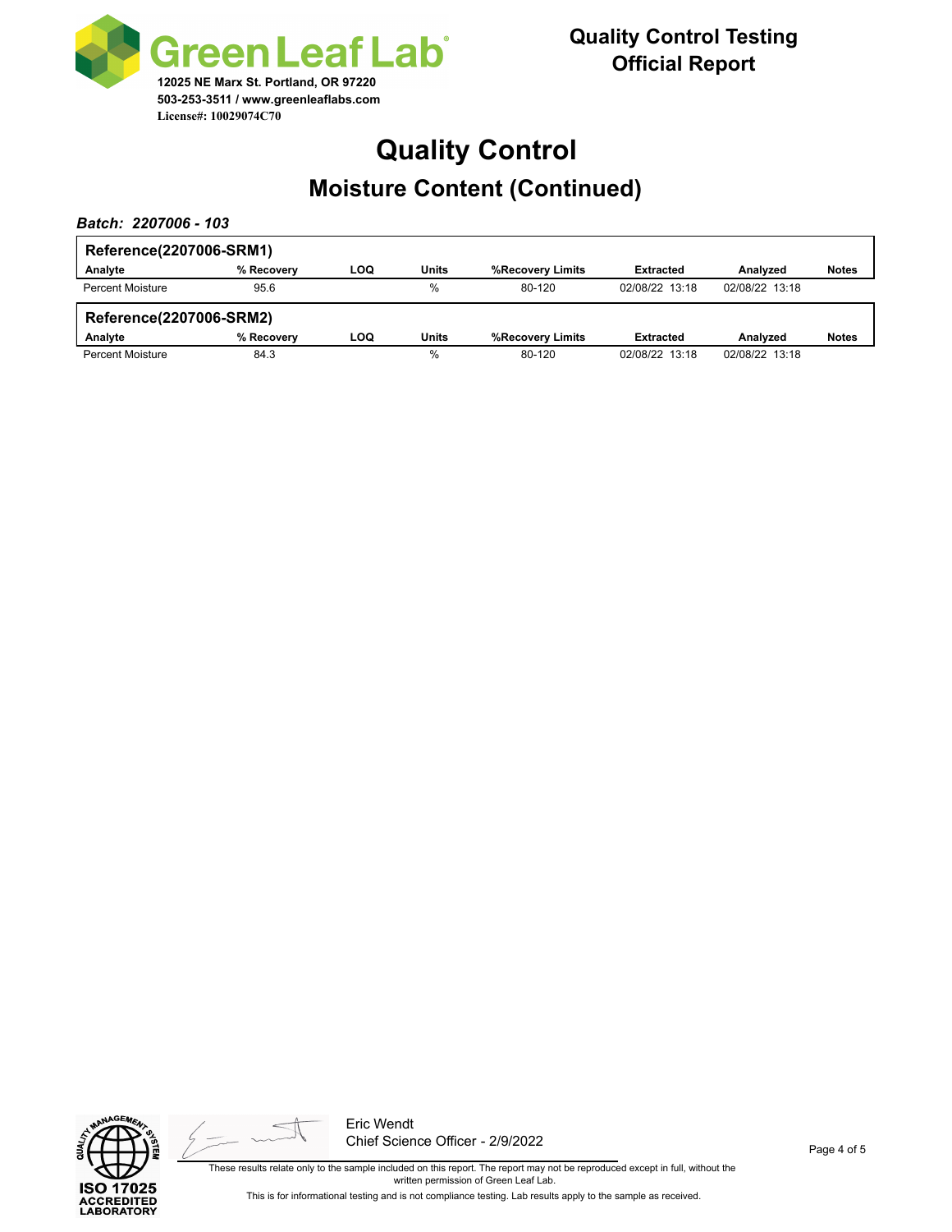**Green Leaf Lab**
12025 NE Marx St. Portland, OR 97220
503-253-3511 / www.greenleaflabs.com
License#: 10029074C70

**Quality Control Testing**
**Official Report**

# Quality Control

## Moisture Content (Continued)

***Batch: 2207006 - 103***

**Reference(2207006-SRM1)**

| Analyte | % Recovery | LOQ | Units | %Recovery Limits | Extracted | Analyzed | Notes |
|---|---|---|---|---|---|---|---|
| Percent Moisture | 95.6 | | % | 80-120 | 02/08/22 13:18 | 02/08/22 13:18 | |

**Reference(2207006-SRM2)**

| Analyte | % Recovery | LOQ | Units | %Recovery Limits | Extracted | Analyzed | Notes |
|---|---|---|---|---|---|---|---|
| Percent Moisture | 84.3 | | % | 80-120 | 02/08/22 13:18 | 02/08/22 13:18 | |

ISO 17025 ACCREDITED LABORATORY

Eric Wendt
Chief Science Officer - 2/9/2022

These results relate only to the sample included on this report. The report may not be reproduced except in full, without the written permission of Green Leaf Lab.

This is for informational testing and is not compliance testing. Lab results apply to the sample as received.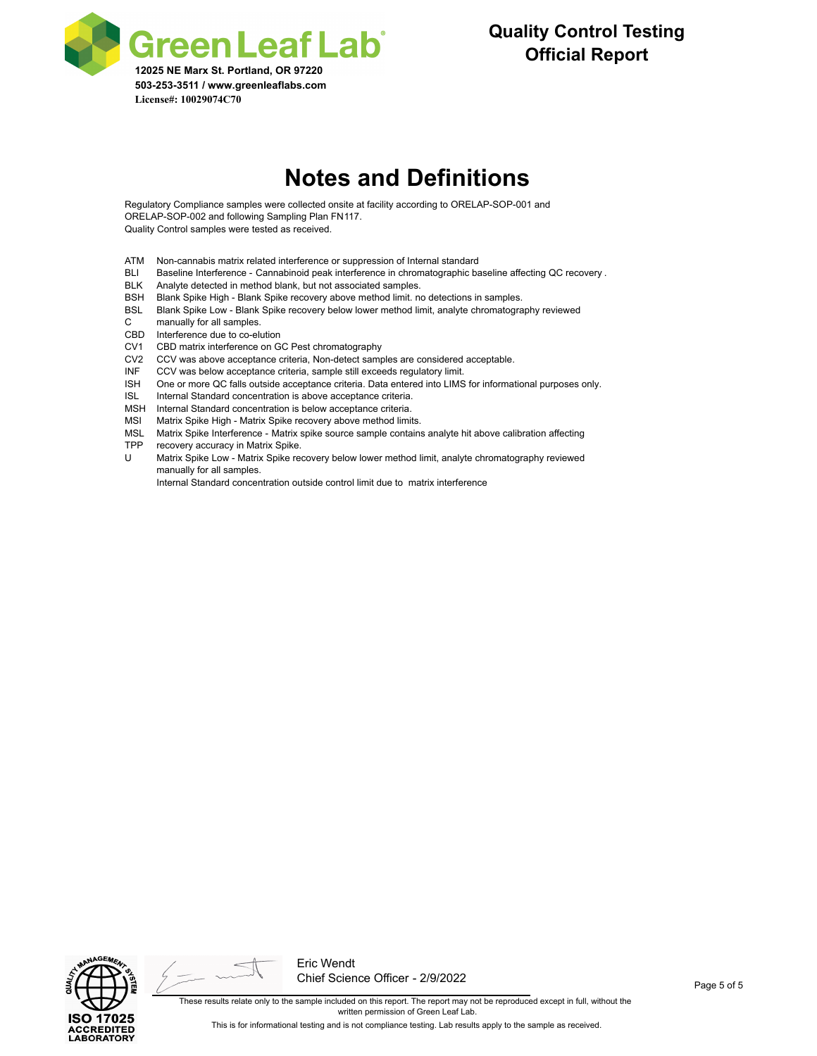# Notes and Definitions

Regulatory Compliance samples were collected onsite at facility according to ORELAP-SOP-001 and ORELAP-SOP-002 and following Sampling Plan FN117.
Quality Control samples were tested as received.

| | |
|---|---|
| ATM | Non-cannabis matrix related interference or suppression of Internal standard |
| BLI | Baseline Interference - Cannabinoid peak interference in chromatographic baseline affecting QC recovery . |
| BLK | Analyte detected in method blank, but not associated samples. |
| BSH | Blank Spike High - Blank Spike recovery above method limit. no detections in samples. |
| BSL | Blank Spike Low - Blank Spike recovery below lower method limit, analyte chromatography reviewed |
| C | manually for all samples. |
| CBD | Interference due to co-elution |
| CV1 | CBD matrix interference on GC Pest chromatography |
| CV2 | CCV was above acceptance criteria, Non-detect samples are considered acceptable. |
| INF | CCV was below acceptance criteria, sample still exceeds regulatory limit. |
| ISH | One or more QC falls outside acceptance criteria. Data entered into LIMS for informational purposes only. |
| ISL | Internal Standard concentration is above acceptance criteria. |
| MSH | Internal Standard concentration is below acceptance criteria. |
| MSI | Matrix Spike High - Matrix Spike recovery above method limits. |
| MSL | Matrix Spike Interference - Matrix spike source sample contains analyte hit above calibration affecting |
| TPP | recovery accuracy in Matrix Spike. |
| U | Matrix Spike Low - Matrix Spike recovery below lower method limit, analyte chromatography reviewed |
| | manually for all samples. |
| | Internal Standard concentration outside control limit due to matrix interference |

Eric Wendt
Chief Science Officer - 2/9/2022